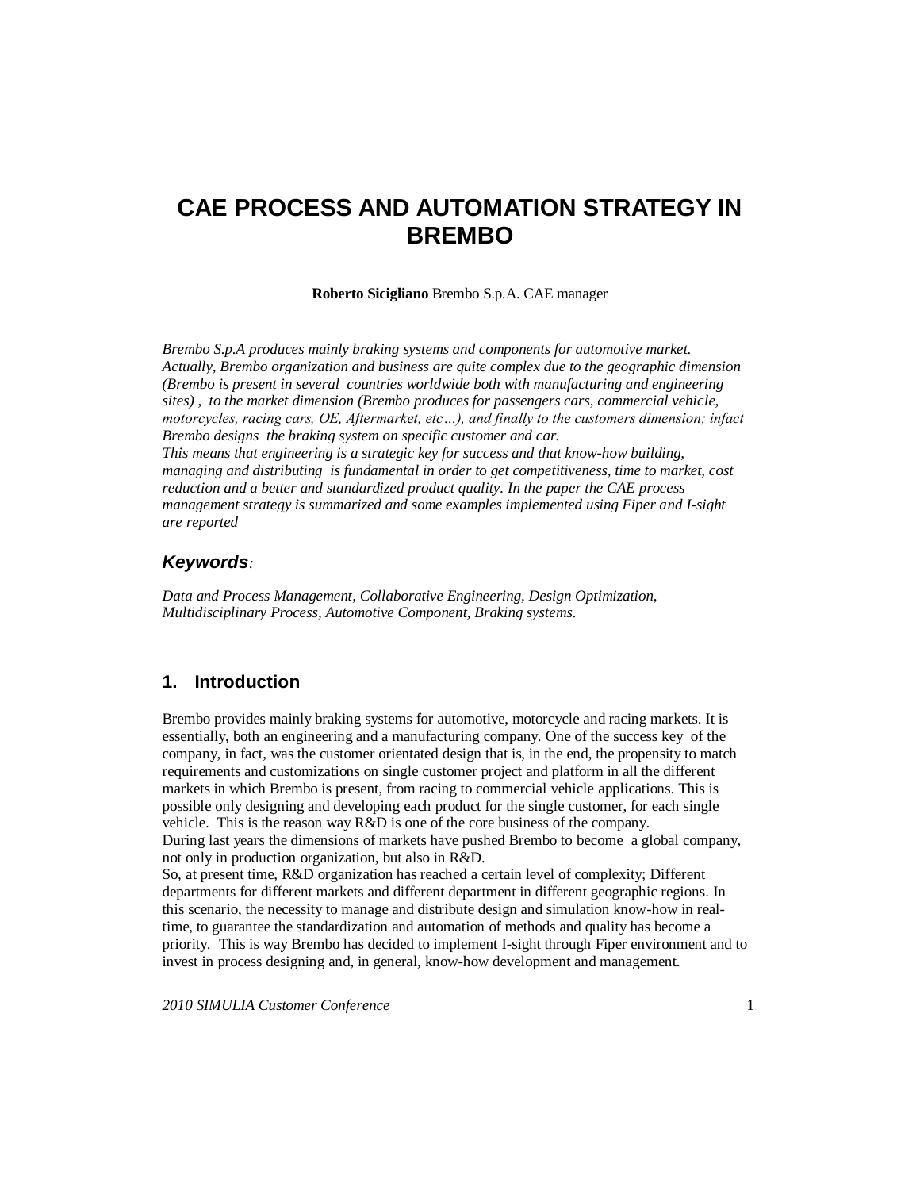# CAE PROCESS AND AUTOMATION STRATEGY IN BREMBO

**Roberto Sicigliano** Brembo S.p.A. CAE manager

*Brembo S.p.A produces mainly braking systems and components for automotive market. Actually, Brembo organization and business are quite complex due to the geographic dimension (Brembo is present in several countries worldwide both with manufacturing and engineering sites) , to the market dimension (Brembo produces for passengers cars, commercial vehicle, motorcycles, racing cars, OE, Aftermarket, etc…), and finally to the customers dimension; infact Brembo designs the braking system on specific customer and car.*
*This means that engineering is a strategic key for success and that know-how building, managing and distributing is fundamental in order to get competitiveness, time to market, cost reduction and a better and standardized product quality. In the paper the CAE process management strategy is summarized and some examples implemented using Fiper and I-sight are reported*

### *Keywords*:

*Data and Process Management, Collaborative Engineering, Design Optimization, Multidisciplinary Process, Automotive Component, Braking systems.*

## 1. Introduction

Brembo provides mainly braking systems for automotive, motorcycle and racing markets. It is essentially, both an engineering and a manufacturing company. One of the success key of the company, in fact, was the customer orientated design that is, in the end, the propensity to match requirements and customizations on single customer project and platform in all the different markets in which Brembo is present, from racing to commercial vehicle applications. This is possible only designing and developing each product for the single customer, for each single vehicle. This is the reason way R&D is one of the core business of the company.
During last years the dimensions of markets have pushed Brembo to become a global company, not only in production organization, but also in R&D.
So, at present time, R&D organization has reached a certain level of complexity; Different departments for different markets and different department in different geographic regions. In this scenario, the necessity to manage and distribute design and simulation know-how in real-time, to guarantee the standardization and automation of methods and quality has become a priority. This is way Brembo has decided to implement I-sight through Fiper environment and to invest in process designing and, in general, know-how development and management.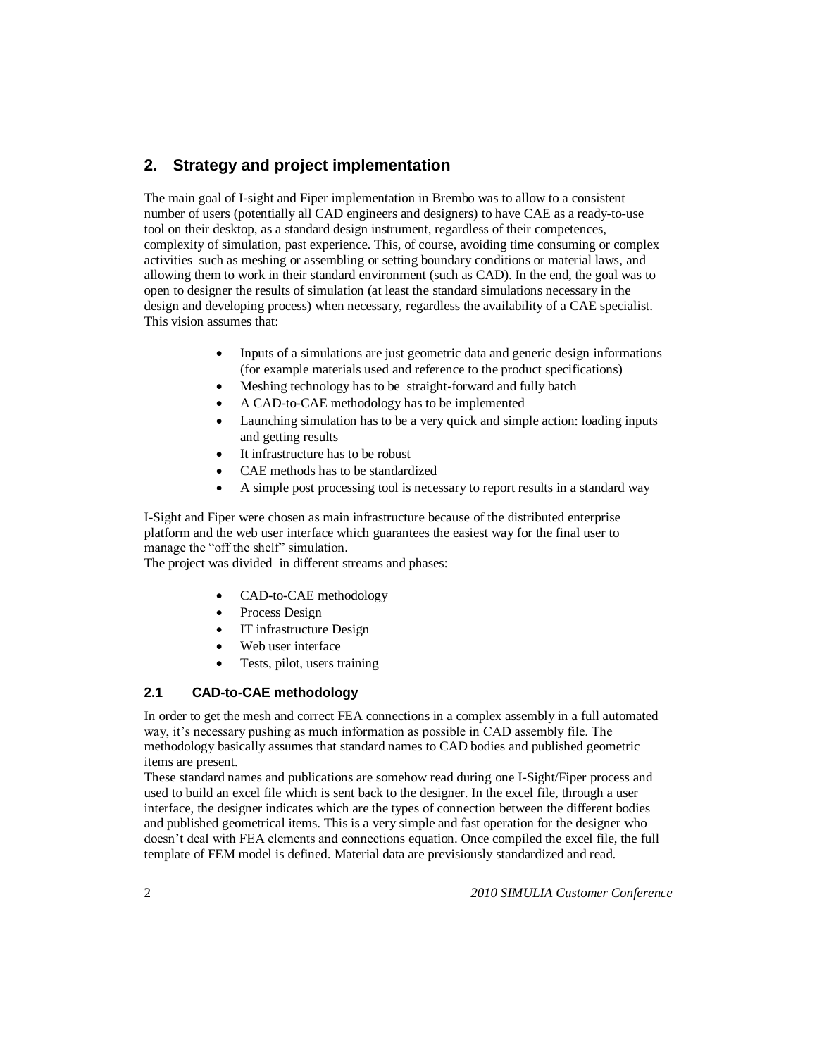## 2. Strategy and project implementation

The main goal of I-sight and Fiper implementation in Brembo was to allow to a consistent number of users (potentially all CAD engineers and designers) to have CAE as a ready-to-use tool on their desktop, as a standard design instrument, regardless of their competences, complexity of simulation, past experience. This, of course, avoiding time consuming or complex activities such as meshing or assembling or setting boundary conditions or material laws, and allowing them to work in their standard environment (such as CAD). In the end, the goal was to open to designer the results of simulation (at least the standard simulations necessary in the design and developing process) when necessary, regardless the availability of a CAE specialist. This vision assumes that:

- Inputs of a simulations are just geometric data and generic design informations (for example materials used and reference to the product specifications)
- Meshing technology has to be straight-forward and fully batch
- A CAD-to-CAE methodology has to be implemented
- Launching simulation has to be a very quick and simple action: loading inputs and getting results
- It infrastructure has to be robust
- CAE methods has to be standardized
- A simple post processing tool is necessary to report results in a standard way

I-Sight and Fiper were chosen as main infrastructure because of the distributed enterprise platform and the web user interface which guarantees the easiest way for the final user to manage the "off the shelf" simulation.
The project was divided in different streams and phases:

- CAD-to-CAE methodology
- Process Design
- IT infrastructure Design
- Web user interface
- Tests, pilot, users training

### 2.1 CAD-to-CAE methodology

In order to get the mesh and correct FEA connections in a complex assembly in a full automated way, it's necessary pushing as much information as possible in CAD assembly file. The methodology basically assumes that standard names to CAD bodies and published geometric items are present.
These standard names and publications are somehow read during one I-Sight/Fiper process and used to build an excel file which is sent back to the designer. In the excel file, through a user interface, the designer indicates which are the types of connection between the different bodies and published geometrical items. This is a very simple and fast operation for the designer who doesn't deal with FEA elements and connections equation. Once compiled the excel file, the full template of FEM model is defined. Material data are previsiously standardized and read.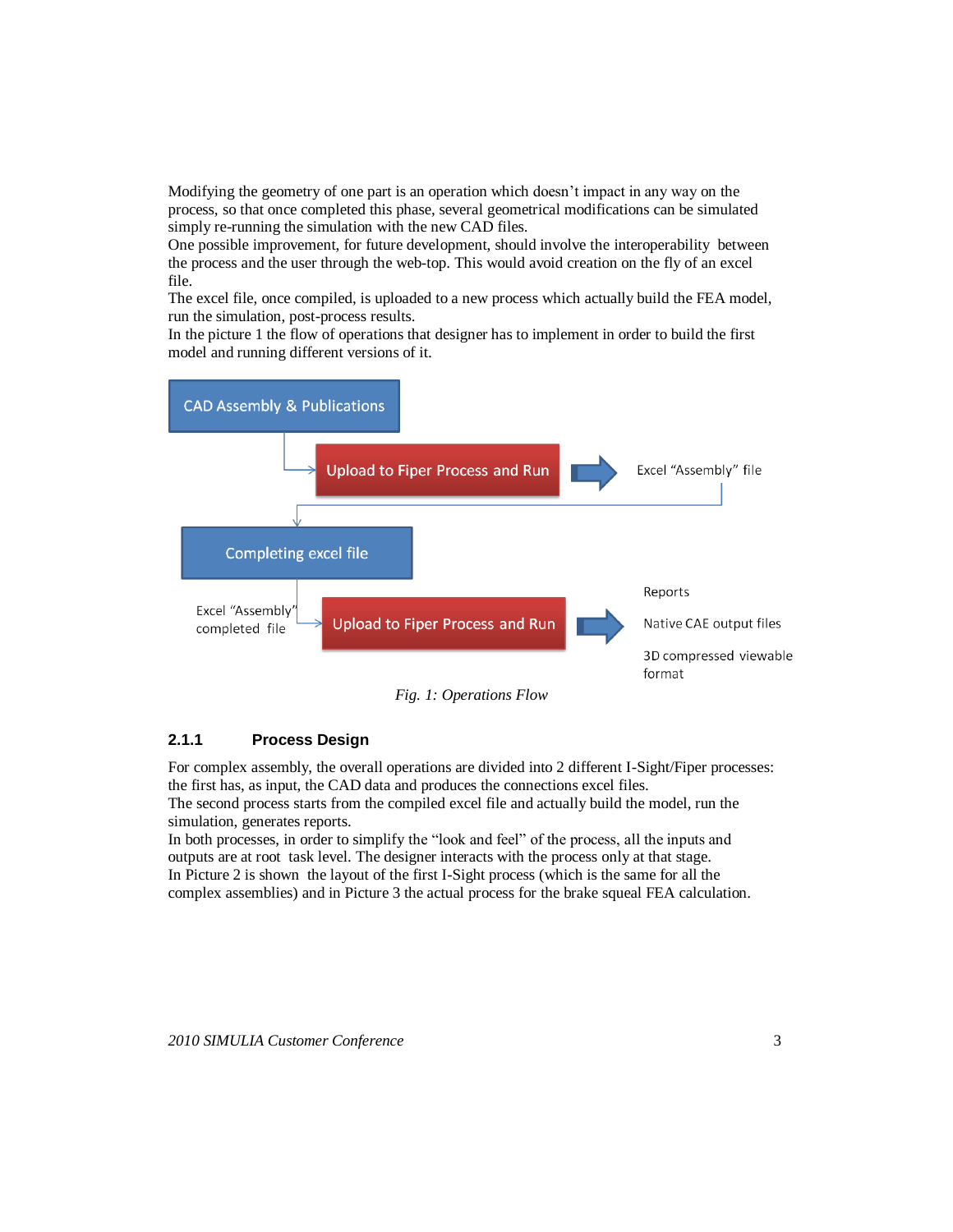Modifying the geometry of one part is an operation which doesn't impact in any way on the process, so that once completed this phase, several geometrical modifications can be simulated simply re-running the simulation with the new CAD files.
One possible improvement, for future development, should involve the interoperability between the process and the user through the web-top. This would avoid creation on the fly of an excel file.
The excel file, once compiled, is uploaded to a new process which actually build the FEA model, run the simulation, post-process results.
In the picture 1 the flow of operations that designer has to implement in order to build the first model and running different versions of it.

CAD Assembly & Publications

Upload to Fiper Process and Run

Excel "Assembly" file

Completing excel file

Excel "Assembly" completed file

Upload to Fiper Process and Run

Reports

Native CAE output files

3D compressed viewable format

*Fig. 1: Operations Flow*

### 2.1.1 Process Design

For complex assembly, the overall operations are divided into 2 different I-Sight/Fiper processes: the first has, as input, the CAD data and produces the connections excel files.
The second process starts from the compiled excel file and actually build the model, run the simulation, generates reports.
In both processes, in order to simplify the "look and feel" of the process, all the inputs and outputs are at root task level. The designer interacts with the process only at that stage.
In Picture 2 is shown the layout of the first I-Sight process (which is the same for all the complex assemblies) and in Picture 3 the actual process for the brake squeal FEA calculation.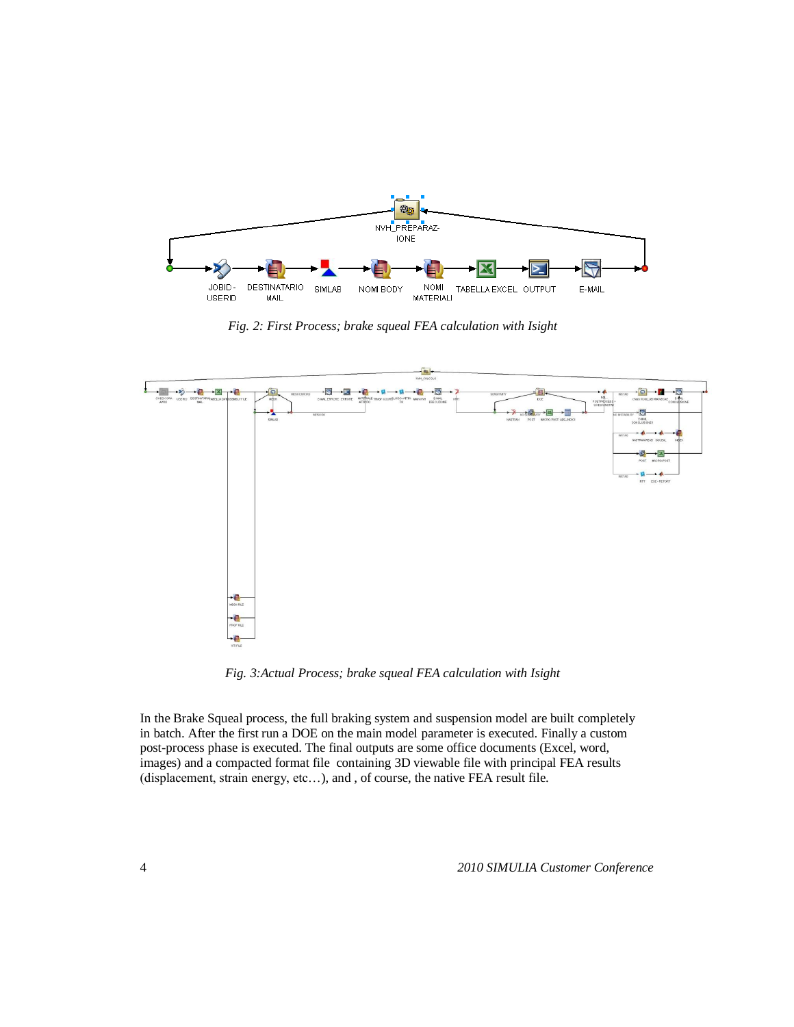*Fig. 2: First Process; brake squeal FEA calculation with Isight*

*Fig. 3:Actual Process; brake squeal FEA calculation with Isight*

In the Brake Squeal process, the full braking system and suspension model are built completely in batch. After the first run a DOE on the main model parameter is executed. Finally a custom post-process phase is executed. The final outputs are some office documents (Excel, word, images) and a compacted format file containing 3D viewable file with principal FEA results (displacement, strain energy, etc…), and , of course, the native FEA result file.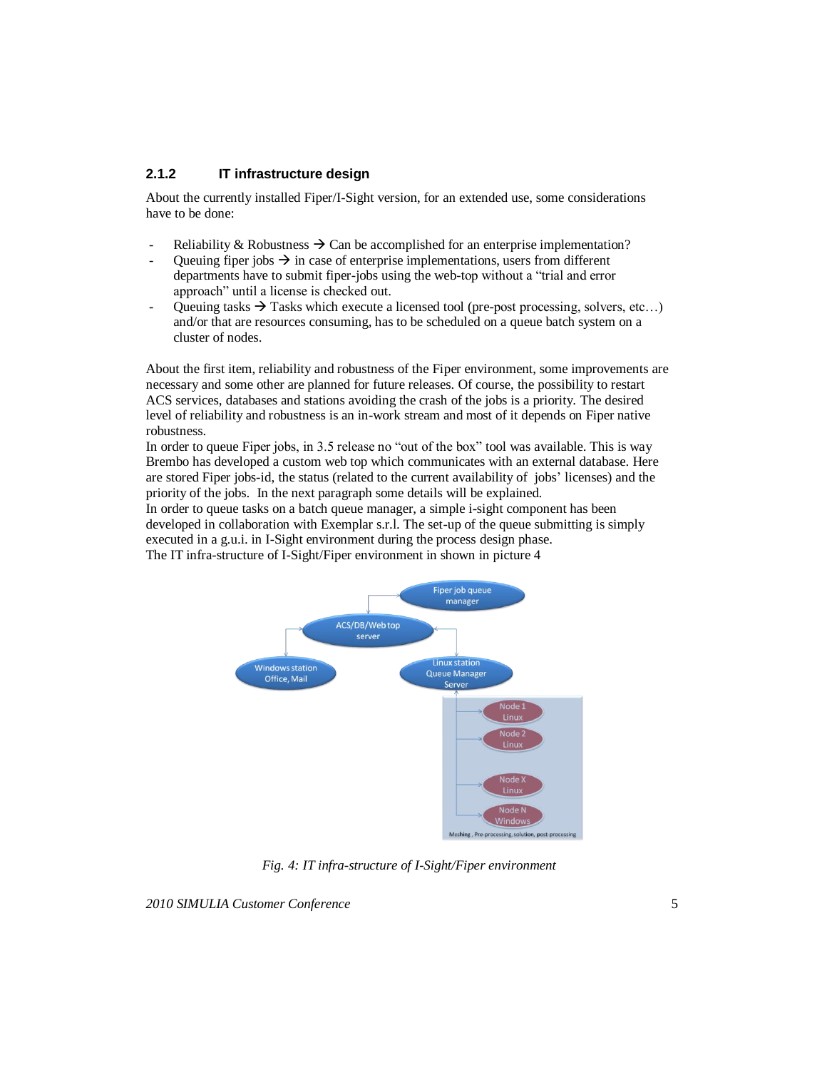### 2.1.2 IT infrastructure design

About the currently installed Fiper/I-Sight version, for an extended use, some considerations have to be done:

- Reliability & Robustness → Can be accomplished for an enterprise implementation?
- Queuing fiper jobs → in case of enterprise implementations, users from different departments have to submit fiper-jobs using the web-top without a "trial and error approach" until a license is checked out.
- Queuing tasks → Tasks which execute a licensed tool (pre-post processing, solvers, etc…) and/or that are resources consuming, has to be scheduled on a queue batch system on a cluster of nodes.

About the first item, reliability and robustness of the Fiper environment, some improvements are necessary and some other are planned for future releases. Of course, the possibility to restart ACS services, databases and stations avoiding the crash of the jobs is a priority. The desired level of reliability and robustness is an in-work stream and most of it depends on Fiper native robustness.
In order to queue Fiper jobs, in 3.5 release no "out of the box" tool was available. This is way Brembo has developed a custom web top which communicates with an external database. Here are stored Fiper jobs-id, the status (related to the current availability of jobs' licenses) and the priority of the jobs. In the next paragraph some details will be explained.
In order to queue tasks on a batch queue manager, a simple i-sight component has been developed in collaboration with Exemplar s.r.l. The set-up of the queue submitting is simply executed in a g.u.i. in I-Sight environment during the process design phase.
The IT infra-structure of I-Sight/Fiper environment in shown in picture 4

*Fig. 4: IT infra-structure of I-Sight/Fiper environment*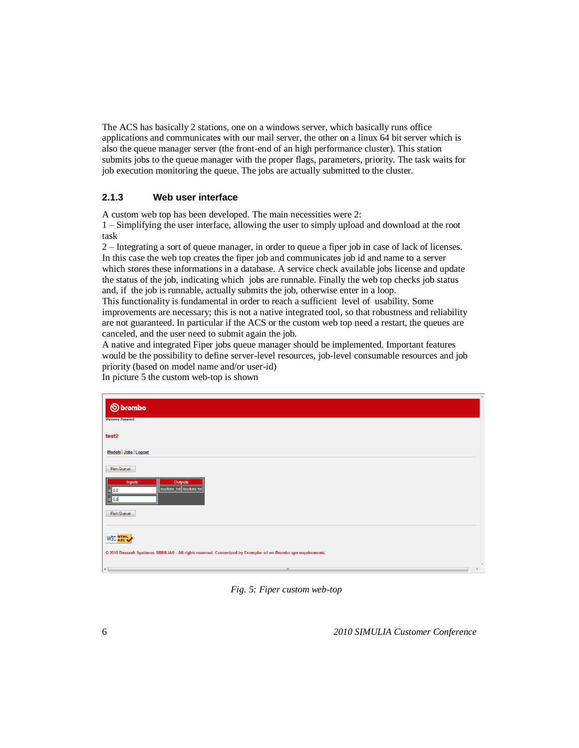The ACS has basically 2 stations, one on a windows server, which basically runs office applications and communicates with our mail server, the other on a linux 64 bit server which is also the queue manager server (the front-end of an high performance cluster). This station submits jobs to the queue manager with the proper flags, parameters, priority. The task waits for job execution monitoring the queue. The jobs are actually submitted to the cluster.

### 2.1.3 Web user interface

A custom web top has been developed. The main necessities were 2:
1 – Simplifying the user interface, allowing the user to simply upload and download at the root task
2 – Integrating a sort of queue manager, in order to queue a fiper job in case of lack of licenses. In this case the web top creates the fiper job and communicates job id and name to a server which stores these informations in a database. A service check available jobs license and update the status of the job, indicating which jobs are runnable. Finally the web top checks job status and, if the job is runnable, actually submits the job, otherwise enter in a loop.
This functionality is fundamental in order to reach a sufficient level of usability. Some improvements are necessary; this is not a native integrated tool, so that robustness and reliability are not guaranteed. In particular if the ACS or the custom web top need a restart, the queues are canceled, and the user need to submit again the job.
A native and integrated Fiper jobs queue manager should be implemented. Important features would be the possibility to define server-level resources, job-level consumable resources and job priority (based on model name and/or user-id)
In picture 5 the custom web-top is shown

*Fig. 5: Fiper custom web-top*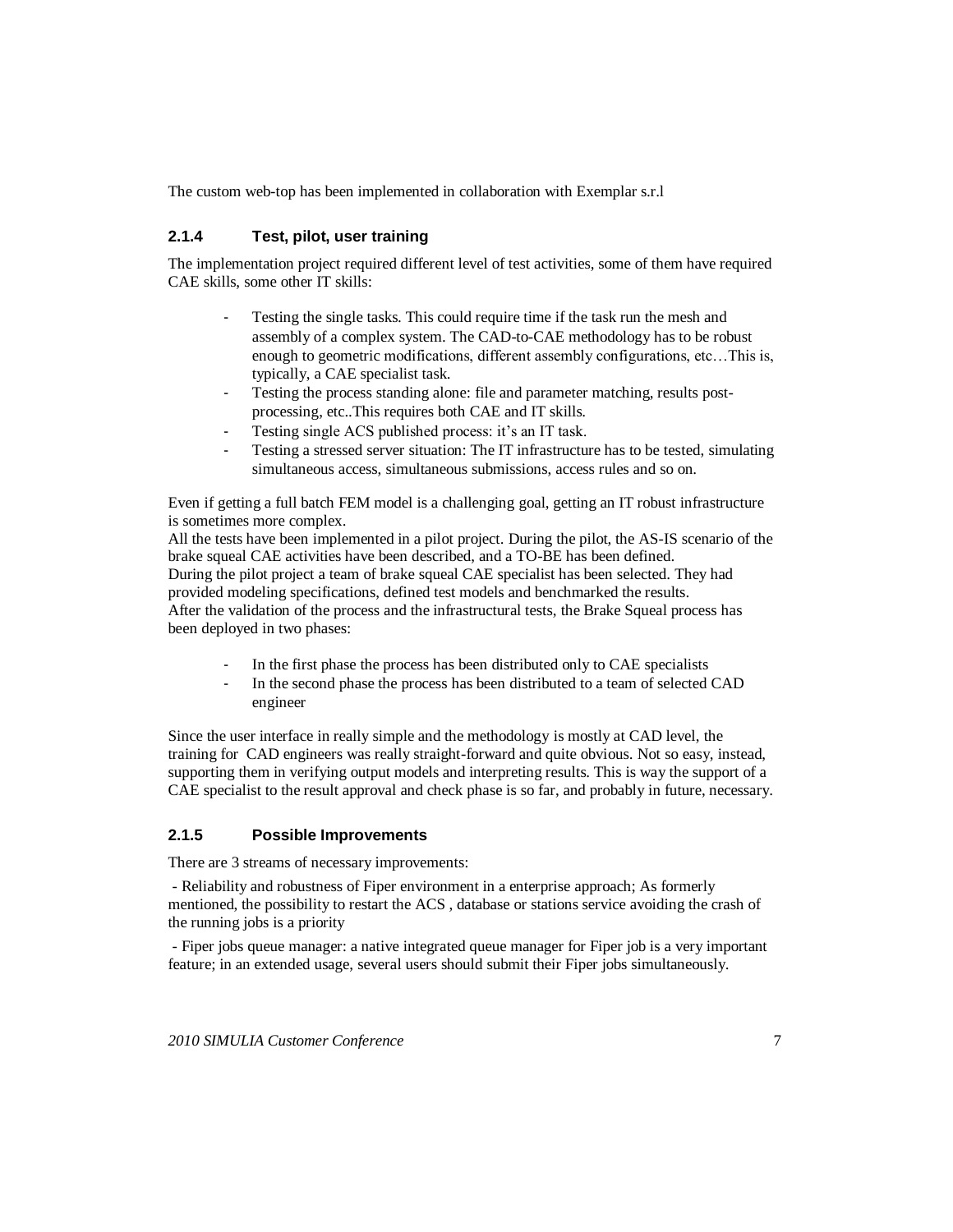The custom web-top has been implemented in collaboration with Exemplar s.r.l

### 2.1.4 Test, pilot, user training

The implementation project required different level of test activities, some of them have required CAE skills, some other IT skills:

- Testing the single tasks. This could require time if the task run the mesh and assembly of a complex system. The CAD-to-CAE methodology has to be robust enough to geometric modifications, different assembly configurations, etc…This is, typically, a CAE specialist task.
- Testing the process standing alone: file and parameter matching, results post-processing, etc..This requires both CAE and IT skills.
- Testing single ACS published process: it's an IT task.
- Testing a stressed server situation: The IT infrastructure has to be tested, simulating simultaneous access, simultaneous submissions, access rules and so on.

Even if getting a full batch FEM model is a challenging goal, getting an IT robust infrastructure is sometimes more complex.
All the tests have been implemented in a pilot project. During the pilot, the AS-IS scenario of the brake squeal CAE activities have been described, and a TO-BE has been defined.
During the pilot project a team of brake squeal CAE specialist has been selected. They had provided modeling specifications, defined test models and benchmarked the results.
After the validation of the process and the infrastructural tests, the Brake Squeal process has been deployed in two phases:

- In the first phase the process has been distributed only to CAE specialists
- In the second phase the process has been distributed to a team of selected CAD engineer

Since the user interface in really simple and the methodology is mostly at CAD level, the training for CAD engineers was really straight-forward and quite obvious. Not so easy, instead, supporting them in verifying output models and interpreting results. This is way the support of a CAE specialist to the result approval and check phase is so far, and probably in future, necessary.

### 2.1.5 Possible Improvements

There are 3 streams of necessary improvements:

- Reliability and robustness of Fiper environment in a enterprise approach; As formerly mentioned, the possibility to restart the ACS , database or stations service avoiding the crash of the running jobs is a priority

- Fiper jobs queue manager: a native integrated queue manager for Fiper job is a very important feature; in an extended usage, several users should submit their Fiper jobs simultaneously.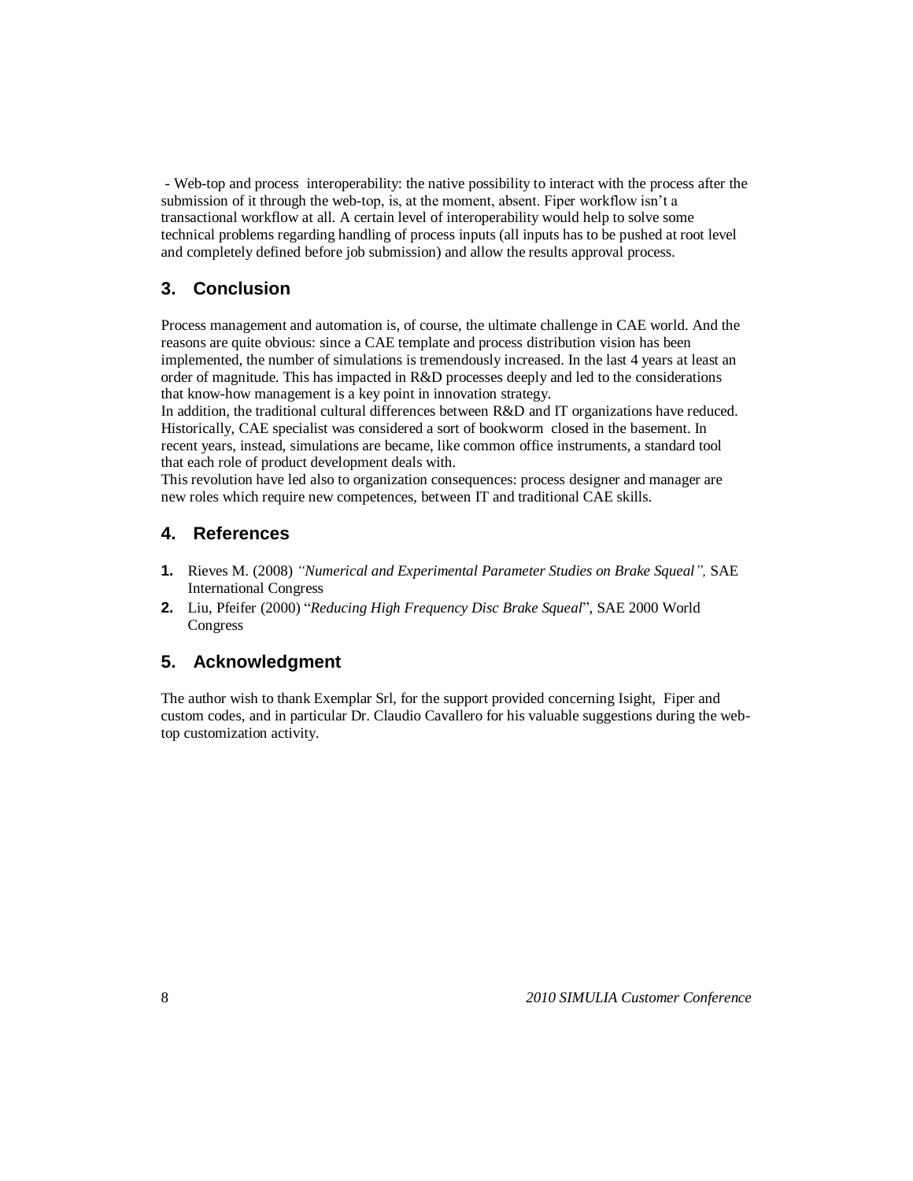- Web-top and process interoperability: the native possibility to interact with the process after the submission of it through the web-top, is, at the moment, absent. Fiper workflow isn't a transactional workflow at all. A certain level of interoperability would help to solve some technical problems regarding handling of process inputs (all inputs has to be pushed at root level and completely defined before job submission) and allow the results approval process.

## 3. Conclusion

Process management and automation is, of course, the ultimate challenge in CAE world. And the reasons are quite obvious: since a CAE template and process distribution vision has been implemented, the number of simulations is tremendously increased. In the last 4 years at least an order of magnitude. This has impacted in R&D processes deeply and led to the considerations that know-how management is a key point in innovation strategy.
In addition, the traditional cultural differences between R&D and IT organizations have reduced. Historically, CAE specialist was considered a sort of bookworm closed in the basement. In recent years, instead, simulations are became, like common office instruments, a standard tool that each role of product development deals with.
This revolution have led also to organization consequences: process designer and manager are new roles which require new competences, between IT and traditional CAE skills.

## 4. References

1. Rieves M. (2008) *"Numerical and Experimental Parameter Studies on Brake Squeal",* SAE International Congress
2. Liu, Pfeifer (2000) "*Reducing High Frequency Disc Brake Squeal*", SAE 2000 World Congress

## 5. Acknowledgment

The author wish to thank Exemplar Srl, for the support provided concerning Isight, Fiper and custom codes, and in particular Dr. Claudio Cavallero for his valuable suggestions during the web-top customization activity.